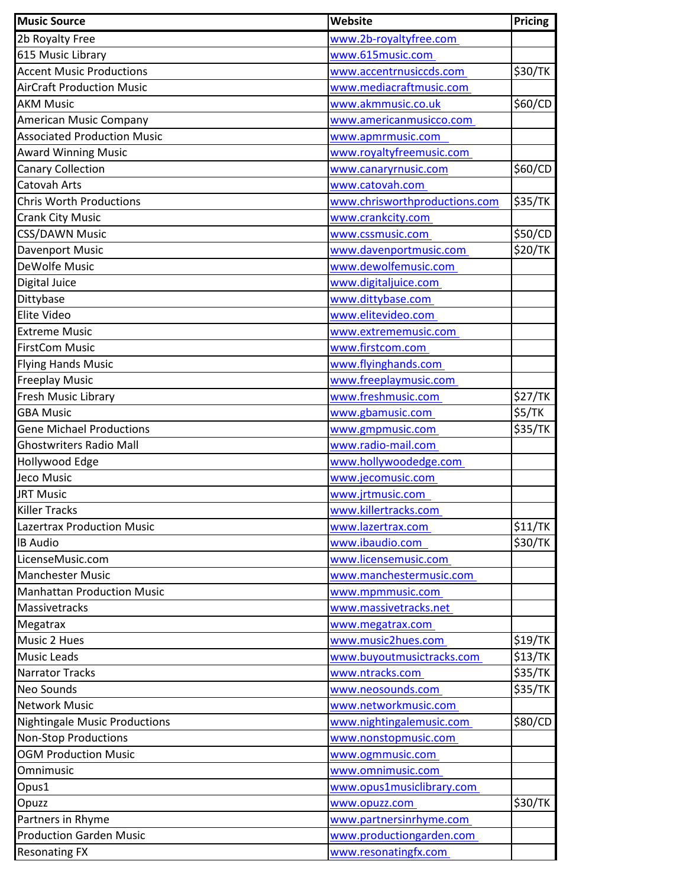| Music Source | Website | Pricing |
|---|---|---|
| 2b Royalty Free | www.2b-royaltyfree.com | |
| 615 Music Library | www.615music.com | |
| Accent Music Productions | www.accentrnusiccds.com | $30/TK |
| AirCraft Production Music | www.mediacraftmusic.com | |
| AKM Music | www.akmmusic.co.uk | $60/CD |
| American Music Company | www.americanmusicco.com | |
| Associated Production Music | www.apmrmusic.com | |
| Award Winning Music | www.royaltyfreemusic.com | |
| Canary Collection | www.canaryrnusic.com | $60/CD |
| Catovah Arts | www.catovah.com | |
| Chris Worth Productions | www.chrisworthproductions.com | $35/TK |
| Crank City Music | www.crankcity.com | |
| CSS/DAWN Music | www.cssmusic.com | $50/CD |
| Davenport Music | www.davenportmusic.com | $20/TK |
| DeWolfe Music | www.dewolfemusic.com | |
| Digital Juice | www.digitaljuice.com | |
| Dittybase | www.dittybase.com | |
| Elite Video | www.elitevideo.com | |
| Extreme Music | www.extrememusic.com | |
| FirstCom Music | www.firstcom.com | |
| Flying Hands Music | www.flyinghands.com | |
| Freeplay Music | www.freeplaymusic.com | |
| Fresh Music Library | www.freshmusic.com | $27/TK |
| GBA Music | www.gbamusic.com | $5/TK |
| Gene Michael Productions | www.gmpmusic.com | $35/TK |
| Ghostwriters Radio Mall | www.radio-mail.com | |
| Hollywood Edge | www.hollywoodedge.com | |
| Jeco Music | www.jecomusic.com | |
| JRT Music | www.jrtmusic.com | |
| Killer Tracks | www.killertracks.com | |
| Lazertrax Production Music | www.lazertrax.com | $11/TK |
| IB Audio | www.ibaudio.com | $30/TK |
| LicenseMusic.com | www.licensemusic.com | |
| Manchester Music | www.manchestermusic.com | |
| Manhattan Production Music | www.mpmmusic.com | |
| Massivetracks | www.massivetracks.net | |
| Megatrax | www.megatrax.com | |
| Music 2 Hues | www.music2hues.com | $19/TK |
| Music Leads | www.buyoutmusictracks.com | $13/TK |
| Narrator Tracks | www.ntracks.com | $35/TK |
| Neo Sounds | www.neosounds.com | $35/TK |
| Network Music | www.networkmusic.com | |
| Nightingale Music Productions | www.nightingalemusic.com | $80/CD |
| Non-Stop Productions | www.nonstopmusic.com | |
| OGM Production Music | www.ogmmusic.com | |
| Omnimusic | www.omnimusic.com | |
| Opus1 | www.opus1musiclibrary.com | |
| Opuzz | www.opuzz.com | $30/TK |
| Partners in Rhyme | www.partnersinrhyme.com | |
| Production Garden Music | www.productiongarden.com | |
| Resonating FX | www.resonatingfx.com | |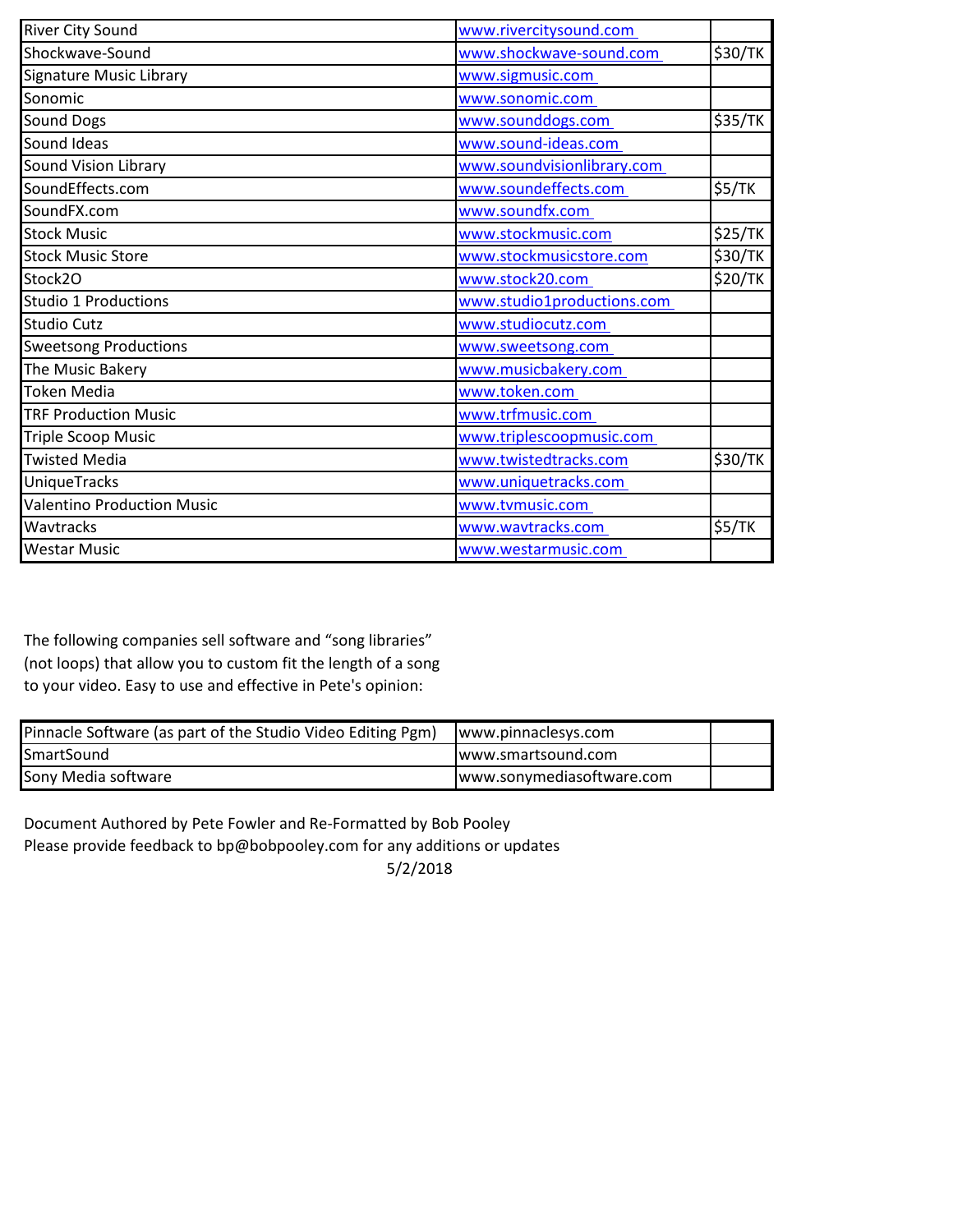| | | |
|---|---|---|
| River City Sound | www.rivercitysound.com | |
| Shockwave-Sound | www.shockwave-sound.com | $30/TK |
| Signature Music Library | www.sigmusic.com | |
| Sonomic | www.sonomic.com | |
| Sound Dogs | www.sounddogs.com | $35/TK |
| Sound Ideas | www.sound-ideas.com | |
| Sound Vision Library | www.soundvisionlibrary.com | |
| SoundEffects.com | www.soundeffects.com | $5/TK |
| SoundFX.com | www.soundfx.com | |
| Stock Music | www.stockmusic.com | $25/TK |
| Stock Music Store | www.stockmusicstore.com | $30/TK |
| Stock2O | www.stock20.com | $20/TK |
| Studio 1 Productions | www.studio1productions.com | |
| Studio Cutz | www.studiocutz.com | |
| Sweetsong Productions | www.sweetsong.com | |
| The Music Bakery | www.musicbakery.com | |
| Token Media | www.token.com | |
| TRF Production Music | www.trfmusic.com | |
| Triple Scoop Music | www.triplescoopmusic.com | |
| Twisted Media | www.twistedtracks.com | $30/TK |
| UniqueTracks | www.uniquetracks.com | |
| Valentino Production Music | www.tvmusic.com | |
| Wavtracks | www.wavtracks.com | $5/TK |
| Westar Music | www.westarmusic.com | |

The following companies sell software and "song libraries" (not loops) that allow you to custom fit the length of a song to your video. Easy to use and effective in Pete's opinion:

| | | |
|---|---|---|
| Pinnacle Software (as part of the Studio Video Editing Pgm) | www.pinnaclesys.com | |
| SmartSound | www.smartsound.com | |
| Sony Media software | www.sonymediasoftware.com | |

Document Authored by Pete Fowler and Re-Formatted by Bob Pooley
Please provide feedback to bp@bobpooley.com for any additions or updates
5/2/2018